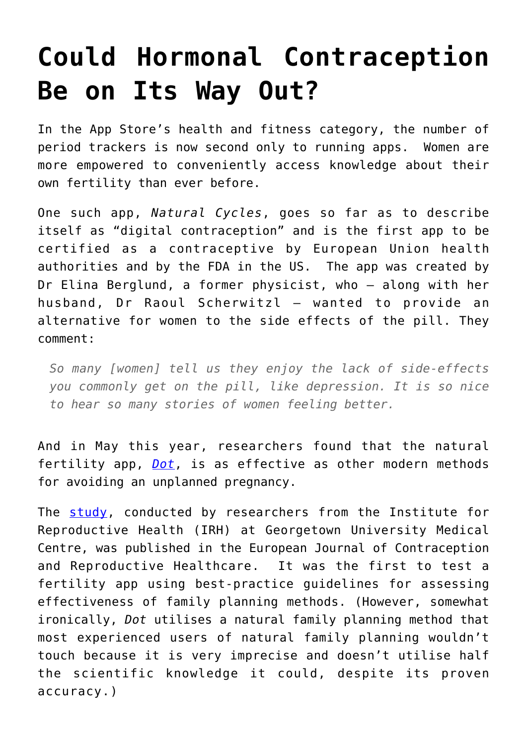# Could Hormonal Contraception Be on Its Way Out?

In the App Store's health and fitness category, the number of period trackers is now second only to running apps. Women are more empowered to conveniently access knowledge about their own fertility than ever before.

One such app, *Natural Cycles*, goes so far as to describe itself as "digital contraception" and is the first app to be certified as a contraceptive by European Union health authorities and by the FDA in the US. The app was created by Dr Elina Berglund, a former physicist, who – along with her husband, Dr Raoul Scherwitzl – wanted to provide an alternative for women to the side effects of the pill. They comment:

> *So many [women] tell us they enjoy the lack of side-effects you commonly get on the pill, like depression. It is so nice to hear so many stories of women feeling better.*

And in May this year, researchers found that the natural fertility app, [*Dot*](), is as effective as other modern methods for avoiding an unplanned pregnancy.

The [study](), conducted by researchers from the Institute for Reproductive Health (IRH) at Georgetown University Medical Centre, was published in the European Journal of Contraception and Reproductive Healthcare. It was the first to test a fertility app using best-practice guidelines for assessing effectiveness of family planning methods. (However, somewhat ironically, *Dot* utilises a natural family planning method that most experienced users of natural family planning wouldn't touch because it is very imprecise and doesn't utilise half the scientific knowledge it could, despite its proven accuracy.)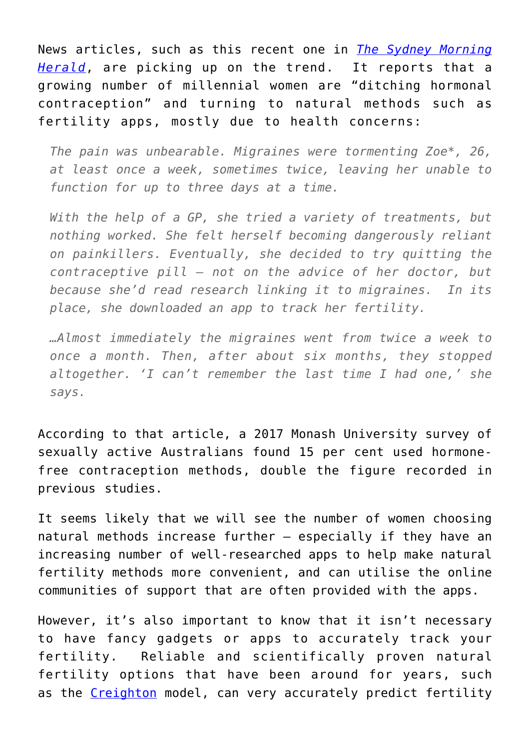News articles, such as this recent one in [*The Sydney Morning Herald*](), are picking up on the trend. It reports that a growing number of millennial women are "ditching hormonal contraception" and turning to natural methods such as fertility apps, mostly due to health concerns:

> *The pain was unbearable. Migraines were tormenting Zoe*, 26, at least once a week, sometimes twice, leaving her unable to function for up to three days at a time.*
>
> *With the help of a GP, she tried a variety of treatments, but nothing worked. She felt herself becoming dangerously reliant on painkillers. Eventually, she decided to try quitting the contraceptive pill – not on the advice of her doctor, but because she'd read research linking it to migraines. In its place, she downloaded an app to track her fertility.*
>
> *…Almost immediately the migraines went from twice a week to once a month. Then, after about six months, they stopped altogether. 'I can't remember the last time I had one,' she says.*

According to that article, a 2017 Monash University survey of sexually active Australians found 15 per cent used hormone-free contraception methods, double the figure recorded in previous studies.

It seems likely that we will see the number of women choosing natural methods increase further – especially if they have an increasing number of well-researched apps to help make natural fertility methods more convenient, and can utilise the online communities of support that are often provided with the apps.

However, it's also important to know that it isn't necessary to have fancy gadgets or apps to accurately track your fertility. Reliable and scientifically proven natural fertility options that have been around for years, such as the [Creighton]() model, can very accurately predict fertility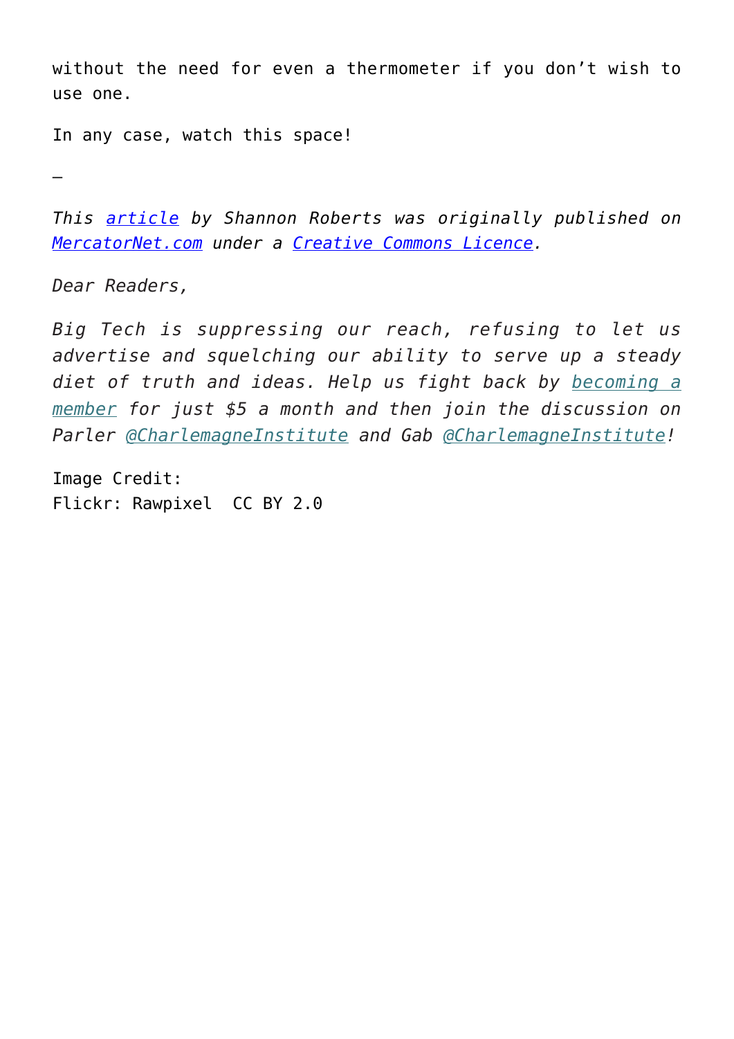without the need for even a thermometer if you don’t wish to use one.

In any case, watch this space!

—

*This article by Shannon Roberts was originally published on MercatorNet.com under a Creative Commons Licence.*

*Dear Readers,*

*Big Tech is suppressing our reach, refusing to let us advertise and squelching our ability to serve up a steady diet of truth and ideas. Help us fight back by becoming a member for just $5 a month and then join the discussion on Parler @CharlemagneInstitute and Gab @CharlemagneInstitute!*

Image Credit:
Flickr: Rawpixel CC BY 2.0